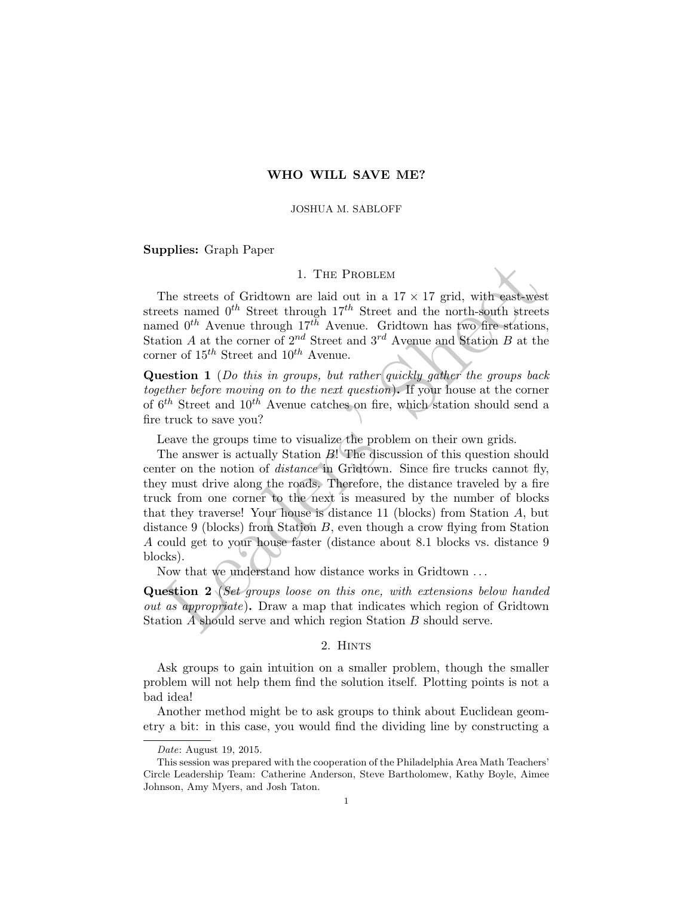# WHO WILL SAVE ME?

JOSHUA M. SABLOFF

**Supplies:** Graph Paper

## 1. The Problem

The streets of Gridtown are laid out in a $17 \times 17$ grid, with east-west streets named $0^{th}$ Street through $17^{th}$ Street and the north-south streets named $0^{th}$ Avenue through $17^{th}$ Avenue. Gridtown has two fire stations, Station $A$ at the corner of $2^{nd}$ Street and $3^{rd}$ Avenue and Station $B$ at the corner of $15^{th}$ Street and $10^{th}$ Avenue.

**Question 1** (*Do this in groups, but rather quickly gather the groups back together before moving on to the next question*)**.** If your house at the corner of $6^{th}$ Street and $10^{th}$ Avenue catches on fire, which station should send a fire truck to save you?

Leave the groups time to visualize the problem on their own grids.

The answer is actually Station $B$! The discussion of this question should center on the notion of *distance* in Gridtown. Since fire trucks cannot fly, they must drive along the roads. Therefore, the distance traveled by a fire truck from one corner to the next is measured by the number of blocks that they traverse! Your house is distance 11 (blocks) from Station $A$, but distance 9 (blocks) from Station $B$, even though a crow flying from Station $A$ could get to your house faster (distance about 8.1 blocks vs. distance 9 blocks).

Now that we understand how distance works in Gridtown ...

**Question 2** (*Set groups loose on this one, with extensions below handed out as appropriate*)**.** Draw a map that indicates which region of Gridtown Station $A$ should serve and which region Station $B$ should serve.

## 2. Hints

Ask groups to gain intuition on a smaller problem, though the smaller problem will not help them find the solution itself. Plotting points is not a bad idea!

Another method might be to ask groups to think about Euclidean geometry a bit: in this case, you would find the dividing line by constructing a

---

*Date*: August 19, 2015.

This session was prepared with the cooperation of the Philadelphia Area Math Teachers' Circle Leadership Team: Catherine Anderson, Steve Bartholomew, Kathy Boyle, Aimee Johnson, Amy Myers, and Josh Taton.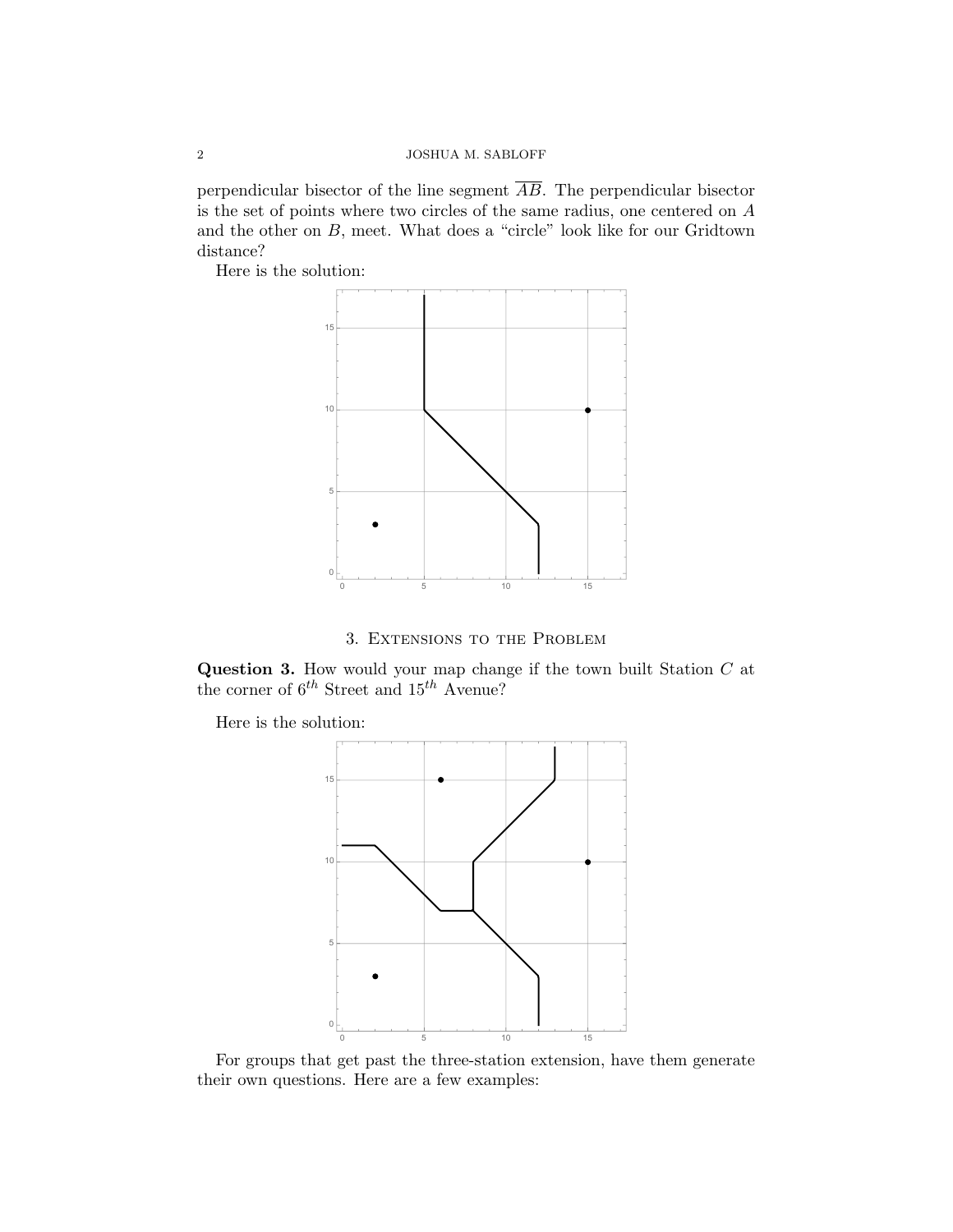perpendicular bisector of the line segment $\overline{AB}$. The perpendicular bisector is the set of points where two circles of the same radius, one centered on $A$ and the other on $B$, meet. What does a "circle" look like for our Gridtown distance?

Here is the solution:

## 3. Extensions to the Problem

**Question 3.** How would your map change if the town built Station $C$ at the corner of $6^{th}$ Street and $15^{th}$ Avenue?

Here is the solution:

For groups that get past the three-station extension, have them generate their own questions. Here are a few examples: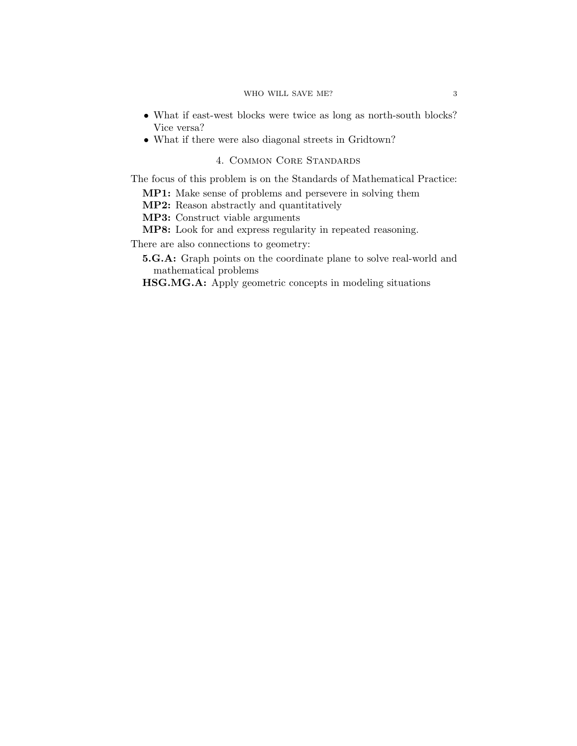- What if east-west blocks were twice as long as north-south blocks? Vice versa?
- What if there were also diagonal streets in Gridtown?

## 4. Common Core Standards

The focus of this problem is on the Standards of Mathematical Practice:

**MP1:** Make sense of problems and persevere in solving them
**MP2:** Reason abstractly and quantitatively
**MP3:** Construct viable arguments
**MP8:** Look for and express regularity in repeated reasoning.

There are also connections to geometry:

**5.G.A:** Graph points on the coordinate plane to solve real-world and mathematical problems
**HSG.MG.A:** Apply geometric concepts in modeling situations